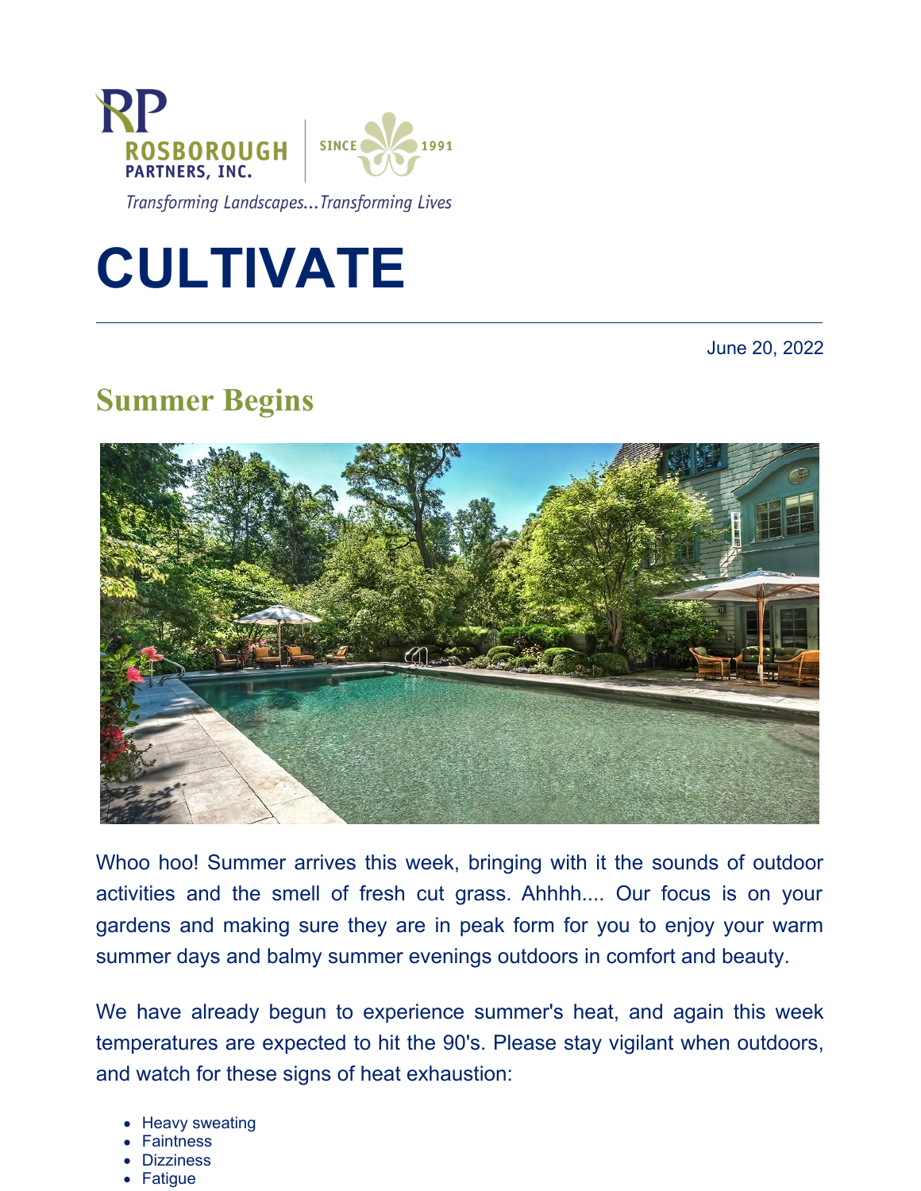ROSBOROUGH PARTNERS, INC.

SINCE 1991

*Transforming Landscapes...Transforming Lives*

# CULTIVATE

June 20, 2022

## Summer Begins

Whoo hoo! Summer arrives this week, bringing with it the sounds of outdoor activities and the smell of fresh cut grass. Ahhhh.... Our focus is on your gardens and making sure they are in peak form for you to enjoy your warm summer days and balmy summer evenings outdoors in comfort and beauty.

We have already begun to experience summer's heat, and again this week temperatures are expected to hit the 90's. Please stay vigilant when outdoors, and watch for these signs of heat exhaustion:

- Heavy sweating
- Faintness
- Dizziness
- Fatigue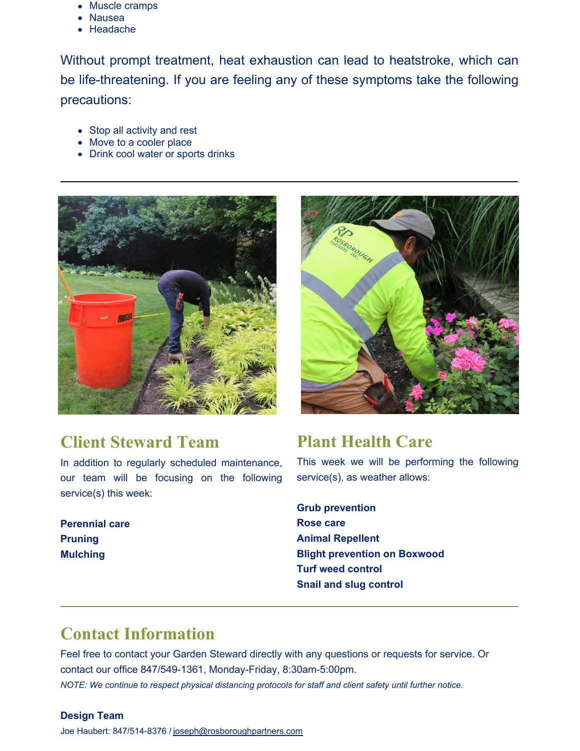- Muscle cramps
- Nausea
- Headache

Without prompt treatment, heat exhaustion can lead to heatstroke, which can be life-threatening. If you are feeling any of these symptoms take the following precautions:

- Stop all activity and rest
- Move to a cooler place
- Drink cool water or sports drinks

---

## Client Steward Team

In addition to regularly scheduled maintenance, our team will be focusing on the following service(s) this week:

**Perennial care**
**Pruning**
**Mulching**

## Plant Health Care

This week we will be performing the following service(s), as weather allows:

**Grub prevention**
**Rose care**
**Animal Repellent**
**Blight prevention on Boxwood**
**Turf weed control**
**Snail and slug control**

---

## Contact Information

Feel free to contact your Garden Steward directly with any questions or requests for service. Or contact our office 847/549-1361, Monday-Friday, 8:30am-5:00pm.

*NOTE: We continue to respect physical distancing protocols for staff and client safety until further notice.*

**Design Team**

Joe Haubert: 847/514-8376 / joseph@rosboroughpartners.com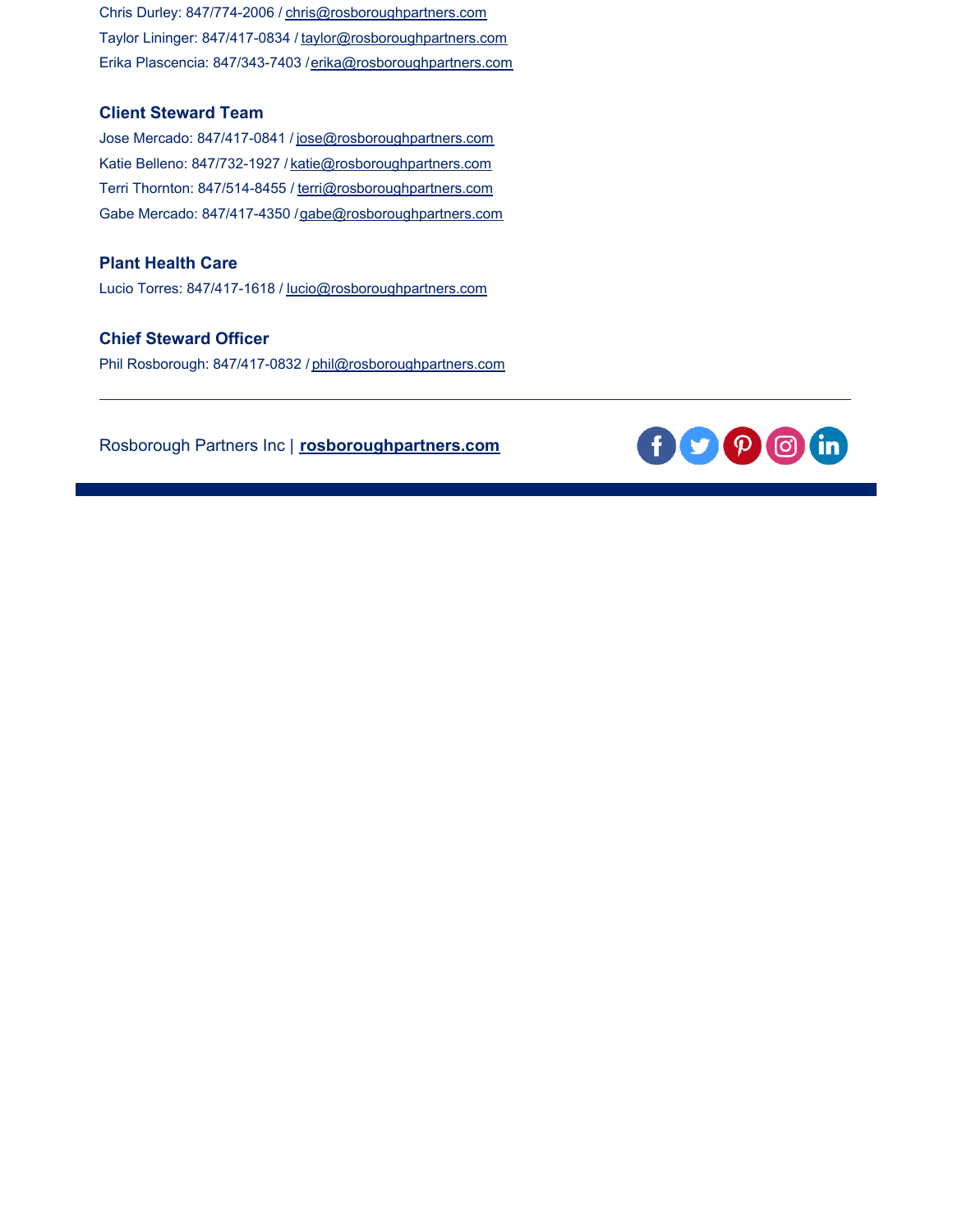Chris Durley: 847/774-2006 / chris@rosboroughpartners.com

Taylor Lininger: 847/417-0834 / taylor@rosboroughpartners.com

Erika Plascencia: 847/343-7403 / erika@rosboroughpartners.com

### Client Steward Team

Jose Mercado: 847/417-0841 / jose@rosboroughpartners.com

Katie Belleno: 847/732-1927 / katie@rosboroughpartners.com

Terri Thornton: 847/514-8455 / terri@rosboroughpartners.com

Gabe Mercado: 847/417-4350 / gabe@rosboroughpartners.com

### Plant Health Care

Lucio Torres: 847/417-1618 / lucio@rosboroughpartners.com

### Chief Steward Officer

Phil Rosborough: 847/417-0832 / phil@rosboroughpartners.com

---

Rosborough Partners Inc | **rosboroughpartners.com**